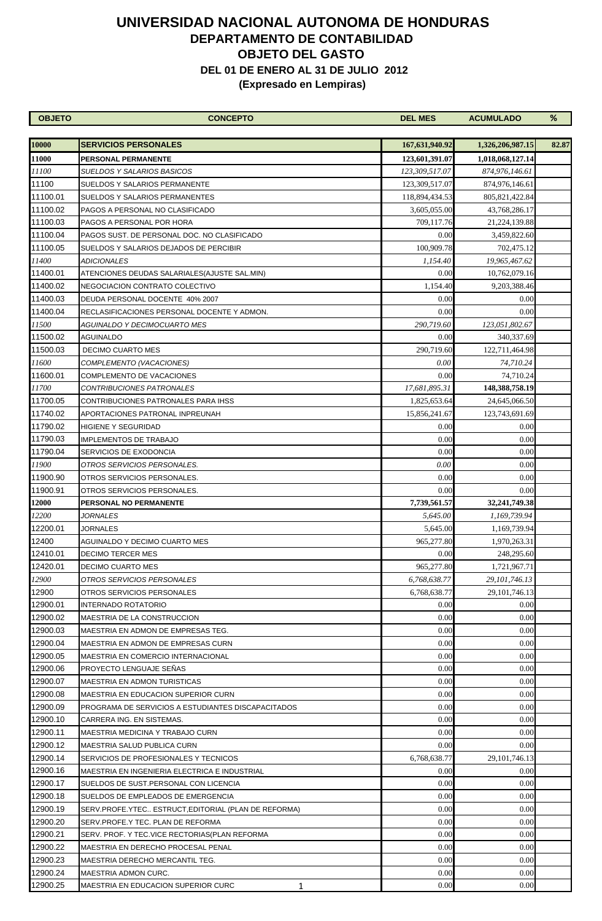# UNIVERSIDAD NACIONAL AUTONOMA DE HONDURAS
## DEPARTAMENTO DE CONTABILIDAD
## OBJETO DEL GASTO
### DEL 01 DE ENERO AL 31 DE JULIO 2012
### (Expresado en Lempiras)

| OBJETO | CONCEPTO | DEL MES | ACUMULADO | % |
|---|---|---|---|---|
| **10000** | **SERVICIOS PERSONALES** | **167,631,940.92** | **1,326,206,987.15** | **82.87** |
| **11000** | **PERSONAL PERMANENTE** | **123,601,391.07** | **1,018,068,127.14** | |
| *11100* | *SUELDOS Y SALARIOS BASICOS* | *123,309,517.07* | *874,976,146.61* | |
| 11100 | SUELDOS Y SALARIOS PERMANENTE | 123,309,517.07 | 874,976,146.61 | |
| 11100.01 | SUELDOS Y SALARIOS PERMANENTES | 118,894,434.53 | 805,821,422.84 | |
| 11100.02 | PAGOS A PERSONAL NO CLASIFICADO | 3,605,055.00 | 43,768,286.17 | |
| 11100.03 | PAGOS A PERSONAL POR HORA | 709,117.76 | 21,224,139.88 | |
| 11100.04 | PAGOS SUST. DE PERSONAL DOC. NO CLASIFICADO | 0.00 | 3,459,822.60 | |
| 11100.05 | SUELDOS Y SALARIOS DEJADOS DE PERCIBIR | 100,909.78 | 702,475.12 | |
| *11400* | *ADICIONALES* | *1,154.40* | *19,965,467.62* | |
| 11400.01 | ATENCIONES DEUDAS SALARIALES(AJUSTE SAL.MIN) | 0.00 | 10,762,079.16 | |
| 11400.02 | NEGOCIACION CONTRATO COLECTIVO | 1,154.40 | 9,203,388.46 | |
| 11400.03 | DEUDA PERSONAL DOCENTE 40% 2007 | 0.00 | 0.00 | |
| 11400.04 | RECLASIFICACIONES PERSONAL DOCENTE Y ADMON. | 0.00 | 0.00 | |
| *11500* | *AGUINALDO Y DECIMOCUARTO MES* | *290,719.60* | *123,051,802.67* | |
| 11500.02 | AGUINALDO | 0.00 | 340,337.69 | |
| 11500.03 | DECIMO CUARTO MES | 290,719.60 | 122,711,464.98 | |
| *11600* | *COMPLEMENTO (VACACIONES)* | *0.00* | *74,710.24* | |
| 11600.01 | COMPLEMENTO DE VACACIONES | 0.00 | 74,710.24 | |
| *11700* | *CONTRIBUCIONES PATRONALES* | *17,681,895.31* | **148,388,758.19** | |
| 11700.05 | CONTRIBUCIONES PATRONALES PARA IHSS | 1,825,653.64 | 24,645,066.50 | |
| 11740.02 | APORTACIONES PATRONAL INPREUNAH | 15,856,241.67 | 123,743,691.69 | |
| 11790.02 | HIGIENE Y SEGURIDAD | 0.00 | 0.00 | |
| 11790.03 | IMPLEMENTOS DE TRABAJO | 0.00 | 0.00 | |
| 11790.04 | SERVICIOS DE EXODONCIA | 0.00 | 0.00 | |
| *11900* | *OTROS SERVICIOS PERSONALES.* | *0.00* | 0.00 | |
| 11900.90 | OTROS SERVICIOS PERSONALES. | 0.00 | 0.00 | |
| 11900.91 | OTROS SERVICIOS PERSONALES. | 0.00 | 0.00 | |
| **12000** | **PERSONAL NO PERMANENTE** | **7,739,561.57** | **32,241,749.38** | |
| *12200* | *JORNALES* | *5,645.00* | *1,169,739.94* | |
| 12200.01 | JORNALES | 5,645.00 | 1,169,739.94 | |
| 12400 | AGUINALDO Y DECIMO CUARTO MES | 965,277.80 | 1,970,263.31 | |
| 12410.01 | DECIMO TERCER MES | 0.00 | 248,295.60 | |
| 12420.01 | DECIMO CUARTO MES | 965,277.80 | 1,721,967.71 | |
| *12900* | *OTROS SERVICIOS PERSONALES* | *6,768,638.77* | *29,101,746.13* | |
| 12900 | OTROS SERVICIOS PERSONALES | 6,768,638.77 | 29,101,746.13 | |
| 12900.01 | INTERNADO ROTATORIO | 0.00 | 0.00 | |
| 12900.02 | MAESTRIA DE LA CONSTRUCCION | 0.00 | 0.00 | |
| 12900.03 | MAESTRIA EN ADMON DE EMPRESAS TEG. | 0.00 | 0.00 | |
| 12900.04 | MAESTRIA EN ADMON DE EMPRESAS CURN | 0.00 | 0.00 | |
| 12900.05 | MAESTRIA EN COMERCIO INTERNACIONAL | 0.00 | 0.00 | |
| 12900.06 | PROYECTO LENGUAJE SEÑAS | 0.00 | 0.00 | |
| 12900.07 | MAESTRIA EN ADMON TURISTICAS | 0.00 | 0.00 | |
| 12900.08 | MAESTRIA EN EDUCACION SUPERIOR CURN | 0.00 | 0.00 | |
| 12900.09 | PROGRAMA DE SERVICIOS A ESTUDIANTES DISCAPACITADOS | 0.00 | 0.00 | |
| 12900.10 | CARRERA ING. EN SISTEMAS. | 0.00 | 0.00 | |
| 12900.11 | MAESTRIA MEDICINA Y TRABAJO CURN | 0.00 | 0.00 | |
| 12900.12 | MAESTRIA SALUD PUBLICA CURN | 0.00 | 0.00 | |
| 12900.14 | SERVICIOS DE PROFESIONALES Y TECNICOS | 6,768,638.77 | 29,101,746.13 | |
| 12900.16 | MAESTRIA EN INGENIERIA ELECTRICA E INDUSTRIAL | 0.00 | 0.00 | |
| 12900.17 | SUELDOS DE SUST.PERSONAL CON LICENCIA | 0.00 | 0.00 | |
| 12900.18 | SUELDOS DE EMPLEADOS DE EMERGENCIA | 0.00 | 0.00 | |
| 12900.19 | SERV.PROFE.YTEC.. ESTRUCT,EDITORIAL (PLAN DE REFORMA) | 0.00 | 0.00 | |
| 12900.20 | SERV.PROFE.Y TEC. PLAN DE REFORMA | 0.00 | 0.00 | |
| 12900.21 | SERV. PROF. Y TEC.VICE RECTORIAS(PLAN REFORMA | 0.00 | 0.00 | |
| 12900.22 | MAESTRIA EN DERECHO PROCESAL PENAL | 0.00 | 0.00 | |
| 12900.23 | MAESTRIA DERECHO MERCANTIL TEG. | 0.00 | 0.00 | |
| 12900.24 | MAESTRIA ADMON CURC. | 0.00 | 0.00 | |
| 12900.25 | MAESTRIA EN EDUCACION SUPERIOR CURC | 0.00 | 0.00 | |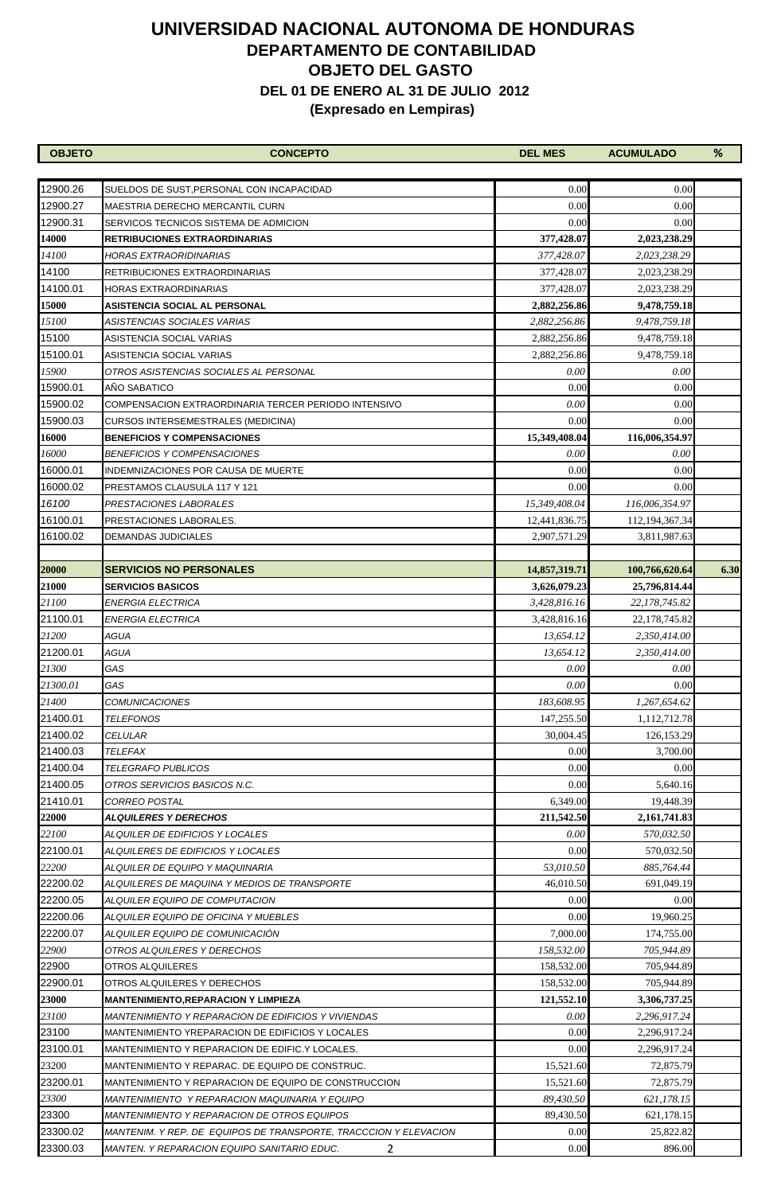# UNIVERSIDAD NACIONAL AUTONOMA DE HONDURAS
## DEPARTAMENTO DE CONTABILIDAD
## OBJETO DEL GASTO
### DEL 01 DE ENERO AL 31 DE JULIO 2012
### (Expresado en Lempiras)

| OBJETO | CONCEPTO | DEL MES | ACUMULADO | % |
|---|---|---|---|---|
| 12900.26 | SUELDOS DE SUST,PERSONAL CON INCAPACIDAD | 0.00 | 0.00 | |
| 12900.27 | MAESTRIA DERECHO MERCANTIL CURN | 0.00 | 0.00 | |
| 12900.31 | SERVICOS TECNICOS SISTEMA DE ADMICION | 0.00 | 0.00 | |
| **14000** | **RETRIBUCIONES EXTRAORDINARIAS** | **377,428.07** | **2,023,238.29** | |
| *14100* | *HORAS EXTRAORIDINARIAS* | *377,428.07* | *2,023,238.29* | |
| 14100 | RETRIBUCIONES EXTRAORDINARIAS | 377,428.07 | 2,023,238.29 | |
| 14100.01 | HORAS EXTRAORDINARIAS | 377,428.07 | 2,023,238.29 | |
| **15000** | **ASISTENCIA SOCIAL AL PERSONAL** | **2,882,256.86** | **9,478,759.18** | |
| *15100* | *ASISTENCIAS SOCIALES VARIAS* | *2,882,256.86* | *9,478,759.18* | |
| 15100 | ASISTENCIA SOCIAL VARIAS | 2,882,256.86 | 9,478,759.18 | |
| 15100.01 | ASISTENCIA SOCIAL VARIAS | 2,882,256.86 | 9,478,759.18 | |
| *15900* | *OTROS ASISTENCIAS SOCIALES AL PERSONAL* | *0.00* | *0.00* | |
| 15900.01 | AÑO SABATICO | 0.00 | 0.00 | |
| 15900.02 | COMPENSACION EXTRAORDINARIA TERCER PERIODO INTENSIVO | *0.00* | 0.00 | |
| 15900.03 | CURSOS INTERSEMESTRALES (MEDICINA) | 0.00 | 0.00 | |
| **16000** | **BENEFICIOS Y COMPENSACIONES** | **15,349,408.04** | **116,006,354.97** | |
| *16000* | *BENEFICIOS Y COMPENSACIONES* | *0.00* | *0.00* | |
| 16000.01 | INDEMNIZACIONES POR CAUSA DE MUERTE | 0.00 | 0.00 | |
| 16000.02 | PRESTAMOS CLAUSULA 117 Y 121 | 0.00 | 0.00 | |
| *16100* | *PRESTACIONES LABORALES* | *15,349,408.04* | *116,006,354.97* | |
| 16100.01 | PRESTACIONES LABORALES. | 12,441,836.75 | 112,194,367.34 | |
| 16100.02 | DEMANDAS JUDICIALES | 2,907,571.29 | 3,811,987.63 | |
| | | | | |
| **20000** | **SERVICIOS NO PERSONALES** | **14,857,319.71** | **100,766,620.64** | **6.30** |
| **21000** | **SERVICIOS BASICOS** | **3,626,079.23** | **25,796,814.44** | |
| *21100* | *ENERGIA ELECTRICA* | *3,428,816.16* | *22,178,745.82* | |
| 21100.01 | *ENERGIA ELECTRICA* | 3,428,816.16 | 22,178,745.82 | |
| *21200* | *AGUA* | *13,654.12* | *2,350,414.00* | |
| 21200.01 | *AGUA* | *13,654.12* | *2,350,414.00* | |
| *21300* | *GAS* | *0.00* | *0.00* | |
| *21300.01* | *GAS* | *0.00* | 0.00 | |
| *21400* | *COMUNICACIONES* | *183,608.95* | *1,267,654.62* | |
| 21400.01 | *TELEFONOS* | 147,255.50 | 1,112,712.78 | |
| 21400.02 | *CELULAR* | 30,004.45 | 126,153.29 | |
| 21400.03 | *TELEFAX* | 0.00 | 3,700.00 | |
| 21400.04 | *TELEGRAFO PUBLICOS* | 0.00 | 0.00 | |
| 21400.05 | *OTROS SERVICIOS BASICOS N.C.* | 0.00 | 5,640.16 | |
| 21410.01 | *CORREO POSTAL* | 6,349.00 | 19,448.39 | |
| **22000** | ***ALQUILERES Y DERECHOS*** | **211,542.50** | **2,161,741.83** | |
| *22100* | *ALQUILER DE EDIFICIOS Y LOCALES* | *0.00* | *570,032.50* | |
| 22100.01 | *ALQUILERES DE EDIFICIOS Y LOCALES* | 0.00 | 570,032.50 | |
| *22200* | *ALQUILER DE EQUIPO Y MAQUINARIA* | *53,010.50* | *885,764.44* | |
| 22200.02 | *ALQUILERES DE MAQUINA Y MEDIOS DE TRANSPORTE* | 46,010.50 | 691,049.19 | |
| 22200.05 | *ALQUILER EQUIPO DE COMPUTACION* | 0.00 | 0.00 | |
| 22200.06 | *ALQUILER EQUIPO DE OFICINA Y MUEBLES* | 0.00 | 19,960.25 | |
| 22200.07 | *ALQUILER EQUIPO DE COMUNICACIÓN* | 7,000.00 | 174,755.00 | |
| *22900* | *OTROS ALQUILERES Y DERECHOS* | *158,532.00* | *705,944.89* | |
| 22900 | OTROS ALQUILERES | 158,532.00 | 705,944.89 | |
| 22900.01 | OTROS ALQUILERES Y DERECHOS | 158,532.00 | 705,944.89 | |
| **23000** | **MANTENIMIENTO,REPARACION Y LIMPIEZA** | **121,552.10** | **3,306,737.25** | |
| *23100* | *MANTENIMIENTO Y REPARACION DE EDIFICIOS Y VIVIENDAS* | *0.00* | *2,296,917.24* | |
| 23100 | MANTENIMIENTO YREPARACION DE EDIFICIOS Y LOCALES | 0.00 | 2,296,917.24 | |
| 23100.01 | MANTENIMIENTO Y REPARACION DE EDIFIC.Y LOCALES. | 0.00 | 2,296,917.24 | |
| 23200 | MANTENIMIENTO Y REPARAC. DE EQUIPO DE CONSTRUC. | 15,521.60 | 72,875.79 | |
| 23200.01 | MANTENIMIENTO Y REPARACION DE EQUIPO DE CONSTRUCCION | 15,521.60 | 72,875.79 | |
| *23300* | *MANTENIMIENTO Y REPARACION MAQUINARIA Y EQUIPO* | *89,430.50* | *621,178.15* | |
| 23300 | *MANTENIMIENTO Y REPARACION DE OTROS EQUIPOS* | 89,430.50 | 621,178.15 | |
| 23300.02 | *MANTENIM. Y REP. DE EQUIPOS DE TRANSPORTE, TRACCCION Y ELEVACION* | 0.00 | 25,822.82 | |
| 23300.03 | *MANTEN. Y REPARACION EQUIPO SANITARIO EDUC.* | 0.00 | 896.00 | |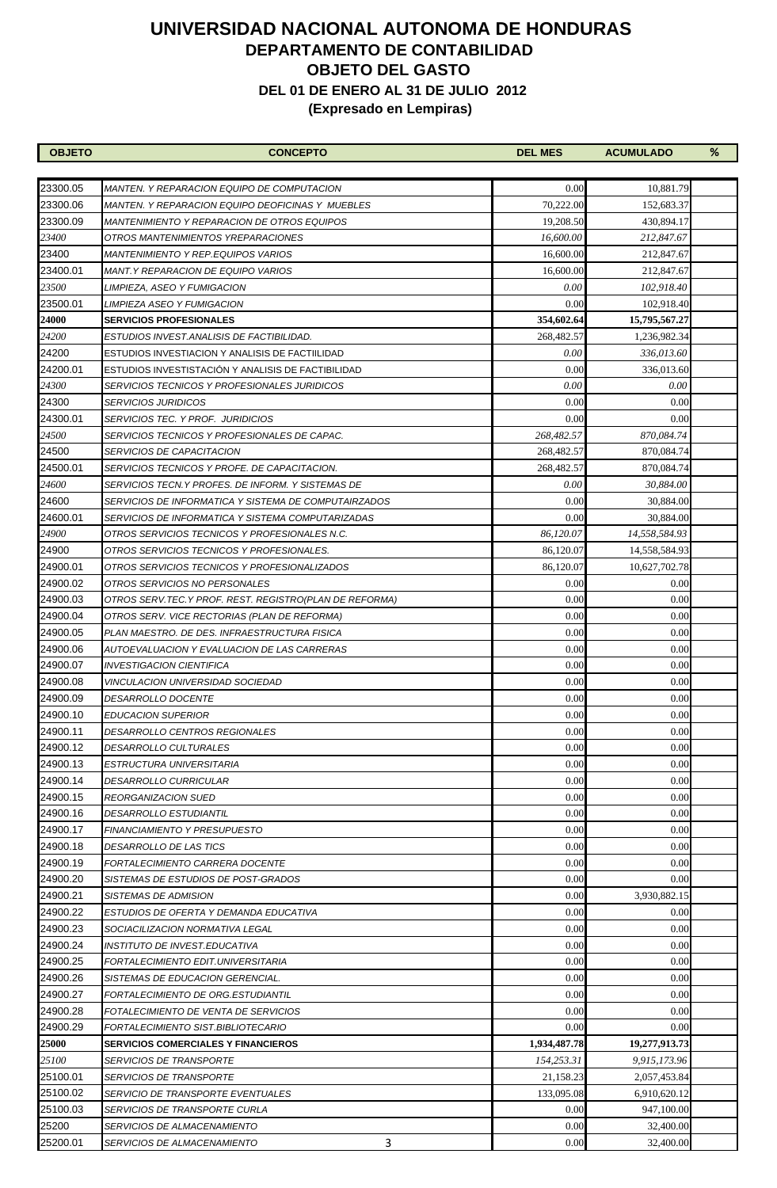# UNIVERSIDAD NACIONAL AUTONOMA DE HONDURAS
## DEPARTAMENTO DE CONTABILIDAD
## OBJETO DEL GASTO
### DEL 01 DE ENERO AL 31 DE JULIO 2012
### (Expresado en Lempiras)

| OBJETO | CONCEPTO | DEL MES | ACUMULADO | % |
|---|---|---|---|---|
| 23300.05 | *MANTEN. Y REPARACION EQUIPO DE COMPUTACION* | 0.00 | 10,881.79 | |
| 23300.06 | *MANTEN. Y REPARACION EQUIPO DEOFICINAS Y MUEBLES* | 70,222.00 | 152,683.37 | |
| 23300.09 | *MANTENIMIENTO Y REPARACION DE OTROS EQUIPOS* | 19,208.50 | 430,894.17 | |
| *23400* | *OTROS MANTENIMIENTOS YREPARACIONES* | *16,600.00* | *212,847.67* | |
| 23400 | *MANTENIMIENTO Y REP.EQUIPOS VARIOS* | 16,600.00 | 212,847.67 | |
| 23400.01 | *MANT.Y REPARACION DE EQUIPO VARIOS* | 16,600.00 | 212,847.67 | |
| *23500* | *LIMPIEZA, ASEO Y FUMIGACION* | *0.00* | *102,918.40* | |
| 23500.01 | *LIMPIEZA ASEO Y FUMIGACION* | 0.00 | 102,918.40 | |
| **24000** | **SERVICIOS PROFESIONALES** | **354,602.64** | **15,795,567.27** | |
| *24200* | *ESTUDIOS INVEST.ANALISIS DE FACTIBILIDAD.* | 268,482.57 | 1,236,982.34 | |
| 24200 | ESTUDIOS INVESTIACION Y ANALISIS DE FACTIILIDAD | *0.00* | *336,013.60* | |
| 24200.01 | ESTUDIOS INVESTISTACIÓN Y ANALISIS DE FACTIBILIDAD | 0.00 | 336,013.60 | |
| *24300* | *SERVICIOS TECNICOS Y PROFESIONALES JURIDICOS* | *0.00* | *0.00* | |
| 24300 | *SERVICIOS JURIDICOS* | 0.00 | 0.00 | |
| 24300.01 | *SERVICIOS TEC. Y PROF. JURIDICIOS* | 0.00 | 0.00 | |
| *24500* | *SERVICIOS TECNICOS Y PROFESIONALES DE CAPAC.* | *268,482.57* | *870,084.74* | |
| 24500 | *SERVICIOS DE CAPACITACION* | 268,482.57 | 870,084.74 | |
| 24500.01 | *SERVICIOS TECNICOS Y PROFE. DE CAPACITACION.* | 268,482.57 | 870,084.74 | |
| *24600* | *SERVICIOS TECN.Y PROFES. DE INFORM. Y SISTEMAS DE* | *0.00* | *30,884.00* | |
| 24600 | *SERVICIOS DE INFORMATICA Y SISTEMA DE COMPUTAIRZADOS* | 0.00 | 30,884.00 | |
| 24600.01 | *SERVICIOS DE INFORMATICA Y SISTEMA COMPUTARIZADAS* | 0.00 | 30,884.00 | |
| *24900* | *OTROS SERVICIOS TECNICOS Y PROFESIONALES N.C.* | *86,120.07* | *14,558,584.93* | |
| 24900 | *OTROS SERVICIOS TECNICOS Y PROFESIONALES.* | 86,120.07 | 14,558,584.93 | |
| 24900.01 | *OTROS SERVICIOS TECNICOS Y PROFESIONALIZADOS* | 86,120.07 | 10,627,702.78 | |
| 24900.02 | *OTROS SERVICIOS NO PERSONALES* | 0.00 | 0.00 | |
| 24900.03 | *OTROS SERV.TEC.Y PROF. REST. REGISTRO(PLAN DE REFORMA)* | 0.00 | 0.00 | |
| 24900.04 | *OTROS SERV. VICE RECTORIAS (PLAN DE REFORMA)* | 0.00 | 0.00 | |
| 24900.05 | *PLAN MAESTRO. DE DES. INFRAESTRUCTURA FISICA* | 0.00 | 0.00 | |
| 24900.06 | *AUTOEVALUACION Y EVALUACION DE LAS CARRERAS* | 0.00 | 0.00 | |
| 24900.07 | *INVESTIGACION CIENTIFICA* | 0.00 | 0.00 | |
| 24900.08 | *VINCULACION UNIVERSIDAD SOCIEDAD* | 0.00 | 0.00 | |
| 24900.09 | *DESARROLLO DOCENTE* | 0.00 | 0.00 | |
| 24900.10 | *EDUCACION SUPERIOR* | 0.00 | 0.00 | |
| 24900.11 | *DESARROLLO CENTROS REGIONALES* | 0.00 | 0.00 | |
| 24900.12 | *DESARROLLO CULTURALES* | 0.00 | 0.00 | |
| 24900.13 | *ESTRUCTURA UNIVERSITARIA* | 0.00 | 0.00 | |
| 24900.14 | *DESARROLLO CURRICULAR* | 0.00 | 0.00 | |
| 24900.15 | *REORGANIZACION SUED* | 0.00 | 0.00 | |
| 24900.16 | *DESARROLLO ESTUDIANTIL* | 0.00 | 0.00 | |
| 24900.17 | *FINANCIAMIENTO Y PRESUPUESTO* | 0.00 | 0.00 | |
| 24900.18 | *DESARROLLO DE LAS TICS* | 0.00 | 0.00 | |
| 24900.19 | *FORTALECIMIENTO CARRERA DOCENTE* | 0.00 | 0.00 | |
| 24900.20 | *SISTEMAS DE ESTUDIOS DE POST-GRADOS* | 0.00 | 0.00 | |
| 24900.21 | *SISTEMAS DE ADMISION* | 0.00 | 3,930,882.15 | |
| 24900.22 | *ESTUDIOS DE OFERTA Y DEMANDA EDUCATIVA* | 0.00 | 0.00 | |
| 24900.23 | *SOCIACILIZACION NORMATIVA LEGAL* | 0.00 | 0.00 | |
| 24900.24 | *INSTITUTO DE INVEST.EDUCATIVA* | 0.00 | 0.00 | |
| 24900.25 | *FORTALECIMIENTO EDIT.UNIVERSITARIA* | 0.00 | 0.00 | |
| 24900.26 | *SISTEMAS DE EDUCACION GERENCIAL.* | 0.00 | 0.00 | |
| 24900.27 | *FORTALECIMIENTO DE ORG.ESTUDIANTIL* | 0.00 | 0.00 | |
| 24900.28 | *FOTALECIMIENTO DE VENTA DE SERVICIOS* | 0.00 | 0.00 | |
| 24900.29 | *FORTALECIMIENTO SIST.BIBLIOTECARIO* | 0.00 | 0.00 | |
| **25000** | **SERVICIOS COMERCIALES Y FINANCIEROS** | **1,934,487.78** | **19,277,913.73** | |
| *25100* | *SERVICIOS DE TRANSPORTE* | *154,253.31* | *9,915,173.96* | |
| 25100.01 | *SERVICIOS DE TRANSPORTE* | 21,158.23 | 2,057,453.84 | |
| 25100.02 | *SERVICIO DE TRANSPORTE EVENTUALES* | 133,095.08 | 6,910,620.12 | |
| 25100.03 | *SERVICIOS DE TRANSPORTE CURLA* | 0.00 | 947,100.00 | |
| 25200 | *SERVICIOS DE ALMACENAMIENTO* | 0.00 | 32,400.00 | |
| 25200.01 | *SERVICIOS DE ALMACENAMIENTO* | 0.00 | 32,400.00 | |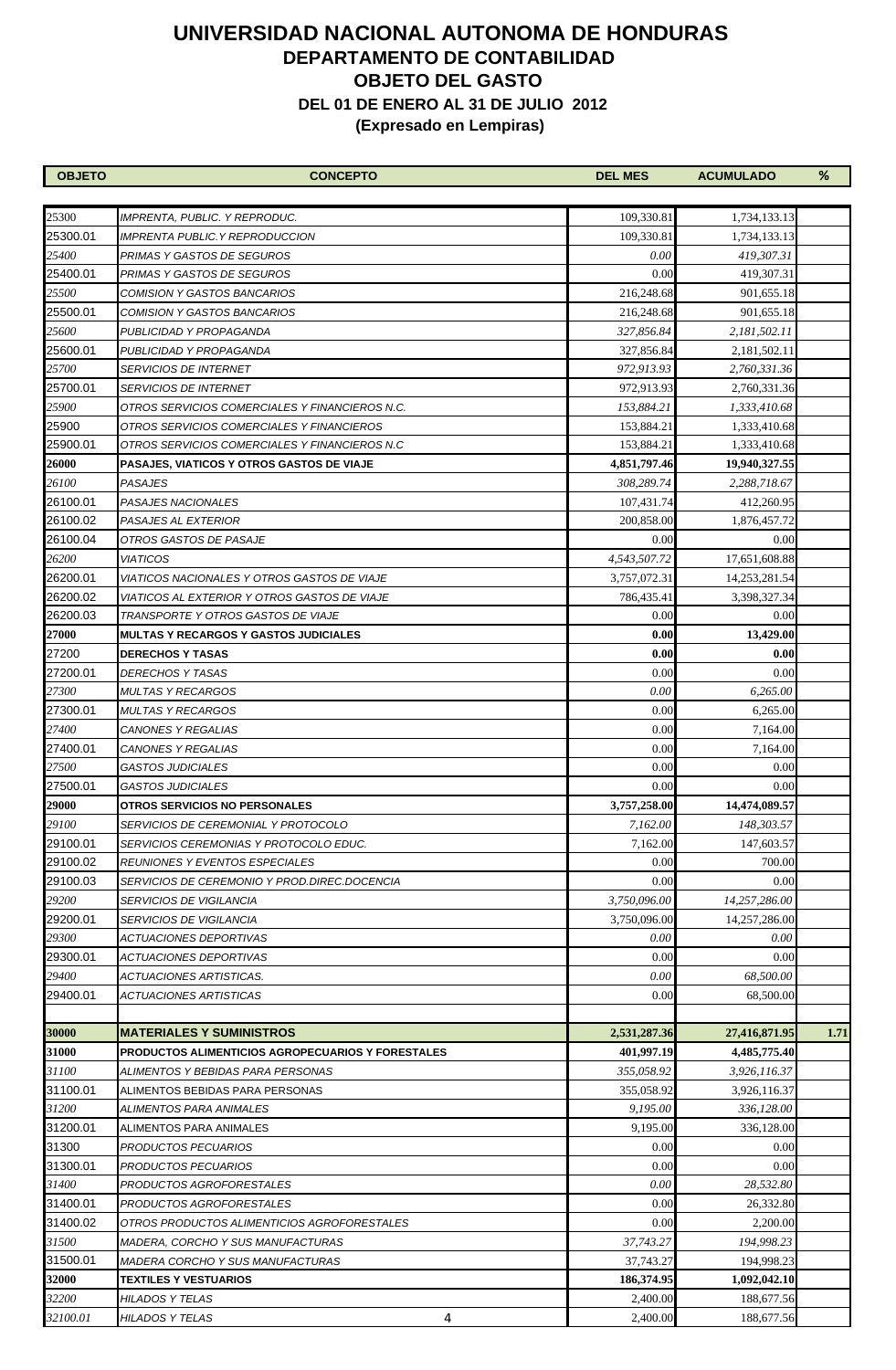# UNIVERSIDAD NACIONAL AUTONOMA DE HONDURAS
## DEPARTAMENTO DE CONTABILIDAD
## OBJETO DEL GASTO
### DEL 01 DE ENERO AL 31 DE JULIO 2012
### (Expresado en Lempiras)

| OBJETO | CONCEPTO | DEL MES | ACUMULADO | % |
|---|---|---|---|---|
| 25300 | *IMPRENTA, PUBLIC. Y REPRODUC.* | 109,330.81 | 1,734,133.13 | |
| 25300.01 | *IMPRENTA PUBLIC.Y REPRODUCCION* | 109,330.81 | 1,734,133.13 | |
| *25400* | *PRIMAS Y GASTOS DE SEGUROS* | *0.00* | *419,307.31* | |
| 25400.01 | *PRIMAS Y GASTOS DE SEGUROS* | 0.00 | 419,307.31 | |
| *25500* | *COMISION Y GASTOS BANCARIOS* | 216,248.68 | 901,655.18 | |
| 25500.01 | *COMISION Y GASTOS BANCARIOS* | 216,248.68 | 901,655.18 | |
| *25600* | *PUBLICIDAD Y PROPAGANDA* | *327,856.84* | *2,181,502.11* | |
| 25600.01 | *PUBLICIDAD Y PROPAGANDA* | 327,856.84 | 2,181,502.11 | |
| *25700* | *SERVICIOS DE INTERNET* | *972,913.93* | *2,760,331.36* | |
| 25700.01 | *SERVICIOS DE INTERNET* | 972,913.93 | 2,760,331.36 | |
| *25900* | *OTROS SERVICIOS COMERCIALES Y FINANCIEROS N.C.* | *153,884.21* | *1,333,410.68* | |
| 25900 | *OTROS SERVICIOS COMERCIALES Y FINANCIEROS* | 153,884.21 | 1,333,410.68 | |
| 25900.01 | *OTROS SERVICIOS COMERCIALES Y FINANCIEROS N.C* | 153,884.21 | 1,333,410.68 | |
| **26000** | **PASAJES, VIATICOS Y OTROS GASTOS DE VIAJE** | **4,851,797.46** | **19,940,327.55** | |
| *26100* | *PASAJES* | *308,289.74* | *2,288,718.67* | |
| 26100.01 | *PASAJES NACIONALES* | 107,431.74 | 412,260.95 | |
| 26100.02 | *PASAJES AL EXTERIOR* | 200,858.00 | 1,876,457.72 | |
| 26100.04 | *OTROS GASTOS DE PASAJE* | 0.00 | 0.00 | |
| *26200* | *VIATICOS* | *4,543,507.72* | 17,651,608.88 | |
| 26200.01 | *VIATICOS NACIONALES Y OTROS GASTOS DE VIAJE* | 3,757,072.31 | 14,253,281.54 | |
| 26200.02 | *VIATICOS AL EXTERIOR Y OTROS GASTOS DE VIAJE* | 786,435.41 | 3,398,327.34 | |
| 26200.03 | *TRANSPORTE Y OTROS GASTOS DE VIAJE* | 0.00 | 0.00 | |
| **27000** | **MULTAS Y RECARGOS Y GASTOS JUDICIALES** | **0.00** | **13,429.00** | |
| 27200 | **DERECHOS Y TASAS** | **0.00** | **0.00** | |
| 27200.01 | *DERECHOS Y TASAS* | 0.00 | 0.00 | |
| *27300* | *MULTAS Y RECARGOS* | *0.00* | *6,265.00* | |
| 27300.01 | *MULTAS Y RECARGOS* | 0.00 | 6,265.00 | |
| *27400* | *CANONES Y REGALIAS* | 0.00 | 7,164.00 | |
| 27400.01 | *CANONES Y REGALIAS* | 0.00 | 7,164.00 | |
| *27500* | *GASTOS JUDICIALES* | 0.00 | 0.00 | |
| 27500.01 | *GASTOS JUDICIALES* | 0.00 | 0.00 | |
| **29000** | **OTROS SERVICIOS NO PERSONALES** | **3,757,258.00** | **14,474,089.57** | |
| *29100* | *SERVICIOS DE CEREMONIAL Y PROTOCOLO* | *7,162.00* | *148,303.57* | |
| 29100.01 | *SERVICIOS CEREMONIAS Y PROTOCOLO EDUC.* | 7,162.00 | 147,603.57 | |
| 29100.02 | *REUNIONES Y EVENTOS ESPECIALES* | 0.00 | 700.00 | |
| 29100.03 | *SERVICIOS DE CEREMONIO Y PROD.DIREC.DOCENCIA* | 0.00 | 0.00 | |
| *29200* | *SERVICIOS DE VIGILANCIA* | *3,750,096.00* | *14,257,286.00* | |
| 29200.01 | *SERVICIOS DE VIGILANCIA* | 3,750,096.00 | 14,257,286.00 | |
| *29300* | *ACTUACIONES DEPORTIVAS* | *0.00* | *0.00* | |
| 29300.01 | *ACTUACIONES DEPORTIVAS* | 0.00 | 0.00 | |
| *29400* | *ACTUACIONES ARTISTICAS.* | *0.00* | *68,500.00* | |
| 29400.01 | *ACTUACIONES ARTISTICAS* | 0.00 | 68,500.00 | |
| | | | | |
| **30000** | **MATERIALES Y SUMINISTROS** | **2,531,287.36** | **27,416,871.95** | **1.71** |
| **31000** | **PRODUCTOS ALIMENTICIOS AGROPECUARIOS Y FORESTALES** | **401,997.19** | **4,485,775.40** | |
| *31100* | *ALIMENTOS Y BEBIDAS PARA PERSONAS* | *355,058.92* | *3,926,116.37* | |
| 31100.01 | ALIMENTOS BEBIDAS PARA PERSONAS | 355,058.92 | 3,926,116.37 | |
| *31200* | *ALIMENTOS PARA ANIMALES* | *9,195.00* | *336,128.00* | |
| 31200.01 | ALIMENTOS PARA ANIMALES | 9,195.00 | 336,128.00 | |
| 31300 | *PRODUCTOS PECUARIOS* | 0.00 | 0.00 | |
| 31300.01 | *PRODUCTOS PECUARIOS* | 0.00 | 0.00 | |
| *31400* | *PRODUCTOS AGROFORESTALES* | *0.00* | *28,532.80* | |
| 31400.01 | *PRODUCTOS AGROFORESTALES* | 0.00 | 26,332.80 | |
| 31400.02 | *OTROS PRODUCTOS ALIMENTICIOS AGROFORESTALES* | 0.00 | 2,200.00 | |
| *31500* | *MADERA, CORCHO Y SUS MANUFACTURAS* | *37,743.27* | *194,998.23* | |
| 31500.01 | *MADERA CORCHO Y SUS MANUFACTURAS* | 37,743.27 | 194,998.23 | |
| **32000** | **TEXTILES Y VESTUARIOS** | **186,374.95** | **1,092,042.10** | |
| *32200* | *HILADOS Y TELAS* | 2,400.00 | 188,677.56 | |
| *32100.01* | *HILADOS Y TELAS* | 2,400.00 | 188,677.56 | |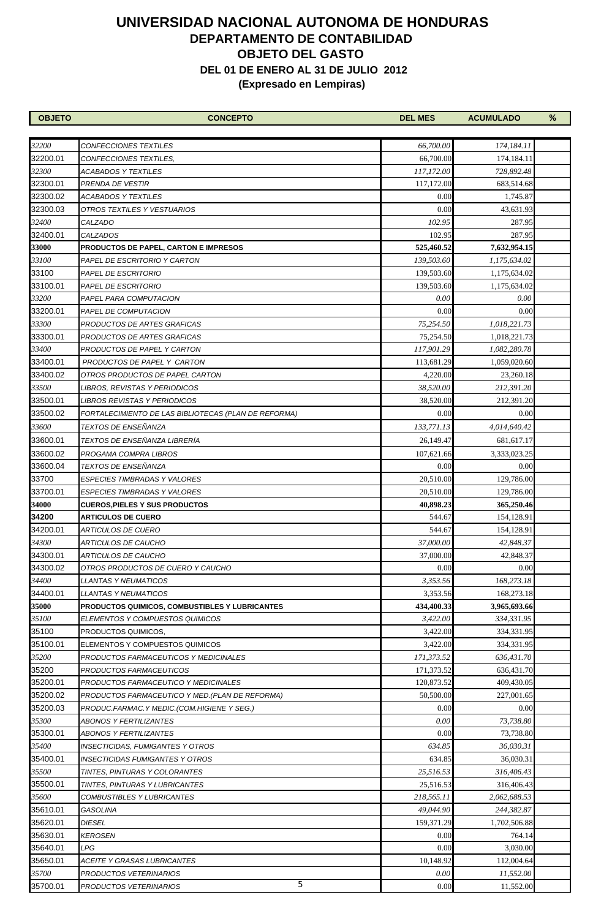# UNIVERSIDAD NACIONAL AUTONOMA DE HONDURAS

## DEPARTAMENTO DE CONTABILIDAD

## OBJETO DEL GASTO

### DEL 01 DE ENERO AL 31 DE JULIO 2012

### (Expresado en Lempiras)

| OBJETO | CONCEPTO | DEL MES | ACUMULADO | % |
|---|---|---|---|---|
| *32200* | *CONFECCIONES TEXTILES* | *66,700.00* | *174,184.11* | |
| 32200.01 | *CONFECCIONES TEXTILES,* | 66,700.00 | 174,184.11 | |
| *32300* | *ACABADOS Y TEXTILES* | *117,172.00* | *728,892.48* | |
| 32300.01 | *PRENDA DE VESTIR* | 117,172.00 | 683,514.68 | |
| 32300.02 | *ACABADOS Y TEXTILES* | 0.00 | 1,745.87 | |
| 32300.03 | *OTROS TEXTILES Y VESTUARIOS* | 0.00 | 43,631.93 | |
| *32400* | *CALZADO* | *102.95* | 287.95 | |
| 32400.01 | *CALZADOS* | 102.95 | 287.95 | |
| **33000** | **PRODUCTOS DE PAPEL, CARTON E IMPRESOS** | **525,460.52** | **7,632,954.15** | |
| *33100* | *PAPEL DE ESCRITORIO Y CARTON* | *139,503.60* | *1,175,634.02* | |
| 33100 | *PAPEL DE ESCRITORIO* | 139,503.60 | 1,175,634.02 | |
| 33100.01 | *PAPEL DE ESCRITORIO* | 139,503.60 | 1,175,634.02 | |
| *33200* | *PAPEL PARA COMPUTACION* | *0.00* | *0.00* | |
| 33200.01 | *PAPEL DE COMPUTACION* | 0.00 | 0.00 | |
| *33300* | *PRODUCTOS DE ARTES GRAFICAS* | *75,254.50* | *1,018,221.73* | |
| 33300.01 | *PRODUCTOS DE ARTES GRAFICAS* | 75,254.50 | 1,018,221.73 | |
| *33400* | *PRODUCTOS DE PAPEL Y CARTON* | *117,901.29* | *1,082,280.78* | |
| 33400.01 | *PRODUCTOS DE PAPEL Y CARTON* | 113,681.29 | 1,059,020.60 | |
| 33400.02 | *OTROS PRODUCTOS DE PAPEL CARTON* | 4,220.00 | 23,260.18 | |
| *33500* | *LIBROS, REVISTAS Y PERIODICOS* | *38,520.00* | *212,391.20* | |
| 33500.01 | *LIBROS REVISTAS Y PERIODICOS* | 38,520.00 | 212,391.20 | |
| 33500.02 | *FORTALECIMIENTO DE LAS BIBLIOTECAS (PLAN DE REFORMA)* | 0.00 | 0.00 | |
| *33600* | *TEXTOS DE ENSEÑANZA* | *133,771.13* | *4,014,640.42* | |
| 33600.01 | *TEXTOS DE ENSEÑANZA LIBRERÍA* | 26,149.47 | 681,617.17 | |
| 33600.02 | *PROGAMA COMPRA LIBROS* | 107,621.66 | 3,333,023.25 | |
| 33600.04 | *TEXTOS DE ENSEÑANZA* | 0.00 | 0.00 | |
| 33700 | *ESPECIES TIMBRADAS Y VALORES* | 20,510.00 | 129,786.00 | |
| 33700.01 | *ESPECIES TIMBRADAS Y VALORES* | 20,510.00 | 129,786.00 | |
| **34000** | **CUEROS,PIELES Y SUS PRODUCTOS** | **40,898.23** | **365,250.46** | |
| **34200** | **ARTICULOS DE CUERO** | 544.67 | 154,128.91 | |
| 34200.01 | *ARTICULOS DE CUERO* | 544.67 | 154,128.91 | |
| *34300* | *ARTICULOS DE CAUCHO* | *37,000.00* | *42,848.37* | |
| 34300.01 | *ARTICULOS DE CAUCHO* | 37,000.00 | 42,848.37 | |
| 34300.02 | *OTROS PRODUCTOS DE CUERO Y CAUCHO* | 0.00 | 0.00 | |
| *34400* | *LLANTAS Y NEUMATICOS* | *3,353.56* | *168,273.18* | |
| 34400.01 | *LLANTAS Y NEUMATICOS* | 3,353.56 | 168,273.18 | |
| **35000** | **PRODUCTOS QUIMICOS, COMBUSTIBLES Y LUBRICANTES** | **434,400.33** | **3,965,693.66** | |
| *35100* | *ELEMENTOS Y COMPUESTOS QUIMICOS* | *3,422.00* | *334,331.95* | |
| 35100 | PRODUCTOS QUIMICOS, | 3,422.00 | 334,331.95 | |
| 35100.01 | ELEMENTOS Y COMPUESTOS QUIMICOS | 3,422.00 | 334,331.95 | |
| *35200* | *PRODUCTOS FARMACEUTICOS Y MEDICINALES* | *171,373.52* | *636,431.70* | |
| 35200 | *PRODUCTOS FARMACEUTICOS* | 171,373.52 | 636,431.70 | |
| 35200.01 | *PRODUCTOS FARMACEUTICO Y MEDICINALES* | 120,873.52 | 409,430.05 | |
| 35200.02 | *PRODUCTOS FARMACEUTICO Y MED.(PLAN DE REFORMA)* | 50,500.00 | 227,001.65 | |
| 35200.03 | *PRODUC.FARMAC.Y MEDIC.(COM.HIGIENE Y SEG.)* | 0.00 | 0.00 | |
| *35300* | *ABONOS Y FERTILIZANTES* | *0.00* | *73,738.80* | |
| 35300.01 | *ABONOS Y FERTILIZANTES* | 0.00 | 73,738.80 | |
| *35400* | *INSECTICIDAS, FUMIGANTES Y OTROS* | *634.85* | *36,030.31* | |
| 35400.01 | *INSECTICIDAS FUMIGANTES Y OTROS* | 634.85 | 36,030.31 | |
| *35500* | *TINTES, PINTURAS Y COLORANTES* | *25,516.53* | *316,406.43* | |
| 35500.01 | *TINTES, PINTURAS Y LUBRICANTES* | 25,516.53 | 316,406.43 | |
| *35600* | *COMBUSTIBLES Y LUBRICANTES* | *218,565.11* | *2,062,688.53* | |
| 35610.01 | *GASOLINA* | *49,044.90* | *244,382.87* | |
| 35620.01 | *DIESEL* | 159,371.29 | 1,702,506.88 | |
| 35630.01 | *KEROSEN* | 0.00 | 764.14 | |
| 35640.01 | *LPG* | 0.00 | 3,030.00 | |
| 35650.01 | *ACEITE Y GRASAS LUBRICANTES* | 10,148.92 | 112,004.64 | |
| *35700* | *PRODUCTOS VETERINARIOS* | *0.00* | *11,552.00* | |
| 35700.01 | *PRODUCTOS VETERINARIOS* | 0.00 | 11,552.00 | |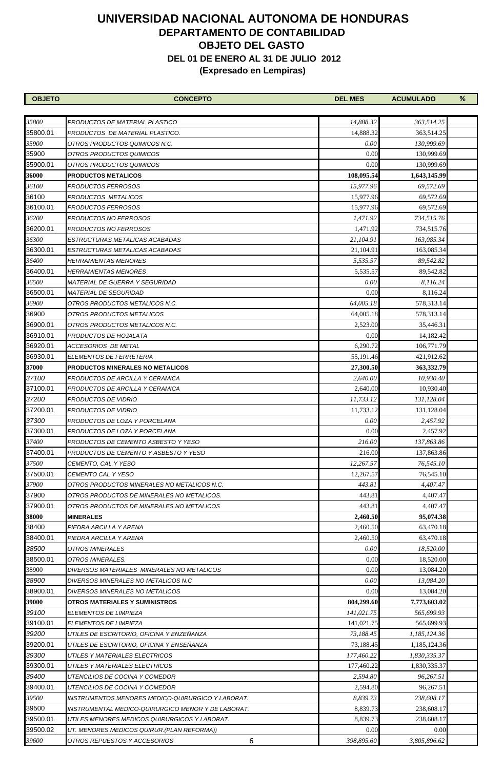# UNIVERSIDAD NACIONAL AUTONOMA DE HONDURAS

## DEPARTAMENTO DE CONTABILIDAD

## OBJETO DEL GASTO

### DEL 01 DE ENERO AL 31 DE JULIO 2012

### (Expresado en Lempiras)

| OBJETO | CONCEPTO | DEL MES | ACUMULADO | % |
|---|---|---|---|---|
| *35800* | *PRODUCTOS DE MATERIAL PLASTICO* | *14,888.32* | *363,514.25* | |
| 35800.01 | *PRODUCTOS DE MATERIAL PLASTICO.* | 14,888.32 | 363,514.25 | |
| *35900* | *OTROS PRODUCTOS QUIMICOS N.C.* | *0.00* | *130,999.69* | |
| 35900 | *OTROS PRODUCTOS QUIMICOS* | 0.00 | 130,999.69 | |
| 35900.01 | *OTROS PRODUCTOS QUIMICOS* | 0.00 | 130,999.69 | |
| **36000** | **PRODUCTOS METALICOS** | **108,095.54** | **1,643,145.99** | |
| *36100* | *PRODUCTOS FERROSOS* | *15,977.96* | *69,572.69* | |
| 36100 | *PRODUCTOS METALICOS* | 15,977.96 | 69,572.69 | |
| 36100.01 | *PRODUCTOS FERROSOS* | 15,977.96 | 69,572.69 | |
| *36200* | *PRODUCTOS NO FERROSOS* | *1,471.92* | *734,515.76* | |
| 36200.01 | *PRODUCTOS NO FERROSOS* | 1,471.92 | 734,515.76 | |
| *36300* | *ESTRUCTURAS METALICAS ACABADAS* | *21,104.91* | *163,085.34* | |
| 36300.01 | *ESTRUCTURAS METALICAS ACABADAS* | 21,104.91 | 163,085.34 | |
| *36400* | *HERRAMIENTAS MENORES* | *5,535.57* | *89,542.82* | |
| 36400.01 | *HERRAMIENTAS MENORES* | 5,535.57 | 89,542.82 | |
| *36500* | *MATERIAL DE GUERRA Y SEGURIDAD* | *0.00* | *8,116.24* | |
| 36500.01 | *MATERIAL DE SEGURIDAD* | 0.00 | 8,116.24 | |
| *36900* | *OTROS PRODUCTOS METALICOS N.C.* | *64,005.18* | 578,313.14 | |
| 36900 | *OTROS PRODUCTOS METALICOS* | 64,005.18 | 578,313.14 | |
| 36900.01 | *OTROS PRODUCTOS METALICOS N.C.* | 2,523.00 | 35,446.31 | |
| 36910.01 | *PRODUCTOS DE HOJALATA* | 0.00 | 14,182.42 | |
| 36920.01 | *ACCESORIOS DE METAL* | 6,290.72 | 106,771.79 | |
| 36930.01 | *ELEMENTOS DE FERRETERIA* | 55,191.46 | 421,912.62 | |
| **37000** | **PRODUCTOS MINERALES NO METALICOS** | **27,300.50** | **363,332.79** | |
| *37100* | *PRODUCTOS DE ARCILLA Y CERAMICA* | *2,640.00* | *10,930.40* | |
| 37100.01 | *PRODUCTOS DE ARCILLA Y CERAMICA* | 2,640.00 | 10,930.40 | |
| *37200* | *PRODUCTOS DE VIDRIO* | *11,733.12* | *131,128.04* | |
| 37200.01 | *PRODUCTOS DE VIDRIO* | 11,733.12 | 131,128.04 | |
| *37300* | *PRODUCTOS DE LOZA Y PORCELANA* | *0.00* | *2,457.92* | |
| 37300.01 | *PRODUCTOS DE LOZA Y PORCELANA* | 0.00 | 2,457.92 | |
| *37400* | *PRODUCTOS DE CEMENTO ASBESTO Y YESO* | *216.00* | *137,863.86* | |
| 37400.01 | *PRODUCTOS DE CEMENTO Y ASBESTO Y YESO* | 216.00 | 137,863.86 | |
| *37500* | *CEMENTO, CAL Y YESO* | *12,267.57* | *76,545.10* | |
| 37500.01 | *CEMENTO CAL Y YESO* | 12,267.57 | 76,545.10 | |
| *37900* | *OTROS PRODUCTOS MINERALES NO METALICOS N.C.* | *443.81* | *4,407.47* | |
| 37900 | *OTROS PRODUCTOS DE MINERALES NO METALICOS.* | 443.81 | 4,407.47 | |
| 37900.01 | *OTROS PRODUCTOS DE MINERALES NO METALICOS* | 443.81 | 4,407.47 | |
| **38000** | **MINERALES** | **2,460.50** | **95,074.38** | |
| 38400 | *PIEDRA ARCILLA Y ARENA* | 2,460.50 | 63,470.18 | |
| 38400.01 | *PIEDRA ARCILLA Y ARENA* | 2,460.50 | 63,470.18 | |
| *38500* | *OTROS MINERALES* | *0.00* | *18,520.00* | |
| 38500.01 | *OTROS MINERALES.* | 0.00 | 18,520.00 | |
| 38900 | *DIVERSOS MATERIALES MINERALES NO METALICOS* | 0.00 | 13,084.20 | |
| *38900* | *DIVERSOS MINERALES NO METALICOS N.C* | *0.00* | *13,084.20* | |
| 38900.01 | *DIVERSOS MINERALES NO METALICOS* | 0.00 | 13,084.20 | |
| **39000** | **OTROS MATERIALES Y SUMINISTROS** | **804,299.60** | **7,773,603.02** | |
| *39100* | *ELEMENTOS DE LIMPIEZA* | *141,021.75* | *565,699.93* | |
| 39100.01 | *ELEMENTOS DE LIMPIEZA* | 141,021.75 | 565,699.93 | |
| *39200* | *UTILES DE ESCRITORIO, OFICINA Y ENZEÑANZA* | *73,188.45* | *1,185,124.36* | |
| 39200.01 | *UTILES DE ESCRITORIO, OFICINA Y ENSEÑANZA* | 73,188.45 | 1,185,124.36 | |
| *39300* | *UTILES Y MATERIALES ELECTRICOS* | *177,460.22* | *1,830,335.37* | |
| 39300.01 | *UTILES Y MATERIALES ELECTRICOS* | 177,460.22 | 1,830,335.37 | |
| *39400* | *UTENCILIOS DE COCINA Y COMEDOR* | *2,594.80* | *96,267.51* | |
| 39400.01 | *UTENCILIOS DE COCINA Y COMEDOR* | 2,594.80 | 96,267.51 | |
| *39500* | *INSTRUMENTOS MENORES MEDICO-QUIRURGICO Y LABORAT.* | *8,839.73* | *238,608.17* | |
| 39500 | *INSTRUMENTAL MEDICO-QUIRURGICO MENOR Y DE LABORAT.* | 8,839.73 | 238,608.17 | |
| 39500.01 | *UTILES MENORES MEDICOS QUIRURGICOS Y LABORAT.* | 8,839.73 | 238,608.17 | |
| 39500.02 | *UT. MENORES MEDICOS QUIRUR.(PLAN REFORMA))* | 0.00 | 0.00 | |
| *39600* | *OTROS REPUESTOS Y ACCESORIOS* | *398,895.60* | *3,805,896.62* | |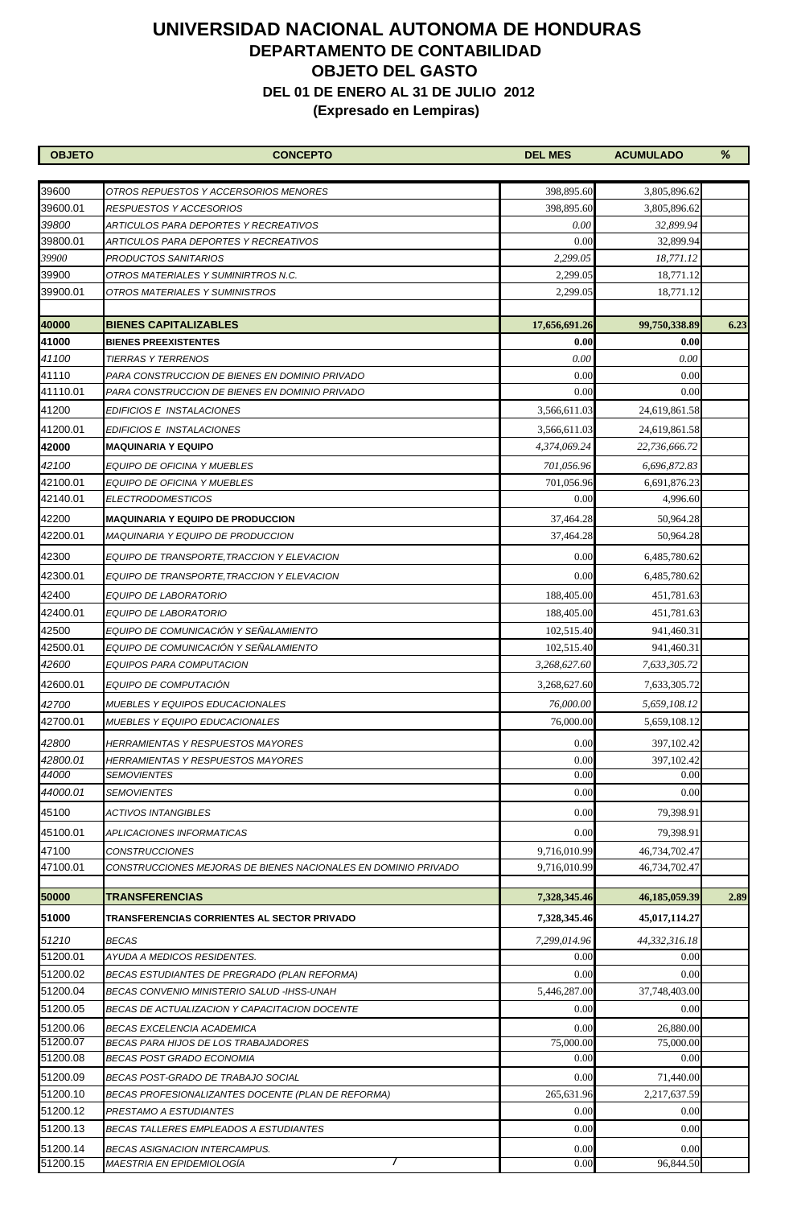# UNIVERSIDAD NACIONAL AUTONOMA DE HONDURAS
## DEPARTAMENTO DE CONTABILIDAD
## OBJETO DEL GASTO
### DEL 01 DE ENERO AL 31 DE JULIO 2012
### (Expresado en Lempiras)

| OBJETO | CONCEPTO | DEL MES | ACUMULADO | % |
|---|---|---|---|---|
| 39600 | *OTROS REPUESTOS Y ACCERSORIOS MENORES* | 398,895.60 | 3,805,896.62 | |
| 39600.01 | *RESPUESTOS Y ACCESORIOS* | 398,895.60 | 3,805,896.62 | |
| *39800* | *ARTICULOS PARA DEPORTES Y RECREATIVOS* | *0.00* | *32,899.94* | |
| 39800.01 | *ARTICULOS PARA DEPORTES Y RECREATIVOS* | 0.00 | 32,899.94 | |
| *39900* | *PRODUCTOS SANITARIOS* | *2,299.05* | *18,771.12* | |
| 39900 | *OTROS MATERIALES Y SUMINIRTROS N.C.* | 2,299.05 | 18,771.12 | |
| 39900.01 | *OTROS MATERIALES Y SUMINISTROS* | 2,299.05 | 18,771.12 | |
| **40000** | **BIENES CAPITALIZABLES** | **17,656,691.26** | **99,750,338.89** | **6.23** |
| **41000** | **BIENES PREEXISTENTES** | **0.00** | **0.00** | |
| *41100* | *TIERRAS Y TERRENOS* | *0.00* | *0.00* | |
| 41110 | *PARA CONSTRUCCION DE BIENES EN DOMINIO PRIVADO* | 0.00 | 0.00 | |
| 41110.01 | *PARA CONSTRUCCION DE BIENES EN DOMINIO PRIVADO* | 0.00 | 0.00 | |
| 41200 | *EDIFICIOS E INSTALACIONES* | 3,566,611.03 | 24,619,861.58 | |
| 41200.01 | *EDIFICIOS E INSTALACIONES* | 3,566,611.03 | 24,619,861.58 | |
| **42000** | **MAQUINARIA Y EQUIPO** | *4,374,069.24* | *22,736,666.72* | |
| *42100* | *EQUIPO DE OFICINA Y MUEBLES* | *701,056.96* | *6,696,872.83* | |
| 42100.01 | *EQUIPO DE OFICINA Y MUEBLES* | 701,056.96 | 6,691,876.23 | |
| 42140.01 | *ELECTRODOMESTICOS* | 0.00 | 4,996.60 | |
| 42200 | **MAQUINARIA Y EQUIPO DE PRODUCCION** | 37,464.28 | 50,964.28 | |
| 42200.01 | *MAQUINARIA Y EQUIPO DE PRODUCCION* | 37,464.28 | 50,964.28 | |
| 42300 | *EQUIPO DE TRANSPORTE,TRACCION Y ELEVACION* | 0.00 | 6,485,780.62 | |
| 42300.01 | *EQUIPO DE TRANSPORTE,TRACCION Y ELEVACION* | 0.00 | 6,485,780.62 | |
| 42400 | *EQUIPO DE LABORATORIO* | 188,405.00 | 451,781.63 | |
| 42400.01 | *EQUIPO DE LABORATORIO* | 188,405.00 | 451,781.63 | |
| 42500 | *EQUIPO DE COMUNICACIÓN Y SEÑALAMIENTO* | 102,515.40 | 941,460.31 | |
| 42500.01 | *EQUIPO DE COMUNICACIÓN Y SEÑALAMIENTO* | 102,515.40 | 941,460.31 | |
| *42600* | *EQUIPOS PARA COMPUTACION* | *3,268,627.60* | *7,633,305.72* | |
| 42600.01 | *EQUIPO DE COMPUTACIÓN* | 3,268,627.60 | 7,633,305.72 | |
| *42700* | *MUEBLES Y EQUIPOS EDUCACIONALES* | *76,000.00* | *5,659,108.12* | |
| 42700.01 | *MUEBLES Y EQUIPO EDUCACIONALES* | 76,000.00 | 5,659,108.12 | |
| *42800* | *HERRAMIENTAS Y RESPUESTOS MAYORES* | 0.00 | 397,102.42 | |
| *42800.01* | *HERRAMIENTAS Y RESPUESTOS MAYORES* | 0.00 | 397,102.42 | |
| *44000* | *SEMOVIENTES* | 0.00 | 0.00 | |
| *44000.01* | *SEMOVIENTES* | 0.00 | 0.00 | |
| 45100 | *ACTIVOS INTANGIBLES* | 0.00 | 79,398.91 | |
| 45100.01 | *APLICACIONES INFORMATICAS* | 0.00 | 79,398.91 | |
| 47100 | *CONSTRUCCIONES* | 9,716,010.99 | 46,734,702.47 | |
| 47100.01 | *CONSTRUCCIONES MEJORAS DE BIENES NACIONALES EN DOMINIO PRIVADO* | 9,716,010.99 | 46,734,702.47 | |
| **50000** | **TRANSFERENCIAS** | **7,328,345.46** | **46,185,059.39** | **2.89** |
| **51000** | **TRANSFERENCIAS CORRIENTES AL SECTOR PRIVADO** | **7,328,345.46** | **45,017,114.27** | |
| *51210* | *BECAS* | *7,299,014.96* | *44,332,316.18* | |
| 51200.01 | *AYUDA A MEDICOS RESIDENTES.* | 0.00 | 0.00 | |
| 51200.02 | *BECAS ESTUDIANTES DE PREGRADO (PLAN REFORMA)* | 0.00 | 0.00 | |
| 51200.04 | *BECAS CONVENIO MINISTERIO SALUD -IHSS-UNAH* | 5,446,287.00 | 37,748,403.00 | |
| 51200.05 | *BECAS DE ACTUALIZACION Y CAPACITACION DOCENTE* | 0.00 | 0.00 | |
| 51200.06 | *BECAS EXCELENCIA ACADEMICA* | 0.00 | 26,880.00 | |
| 51200.07 | *BECAS PARA HIJOS DE LOS TRABAJADORES* | 75,000.00 | 75,000.00 | |
| 51200.08 | *BECAS POST GRADO ECONOMIA* | 0.00 | 0.00 | |
| 51200.09 | *BECAS POST-GRADO DE TRABAJO SOCIAL* | 0.00 | 71,440.00 | |
| 51200.10 | *BECAS PROFESIONALIZANTES DOCENTE (PLAN DE REFORMA)* | 265,631.96 | 2,217,637.59 | |
| 51200.12 | *PRESTAMO A ESTUDIANTES* | 0.00 | 0.00 | |
| 51200.13 | *BECAS TALLERES EMPLEADOS A ESTUDIANTES* | 0.00 | 0.00 | |
| 51200.14 | *BECAS ASIGNACION INTERCAMPUS.* | 0.00 | 0.00 | |
| 51200.15 | *MAESTRIA EN EPIDEMIOLOGÍA* | 0.00 | 96,844.50 | |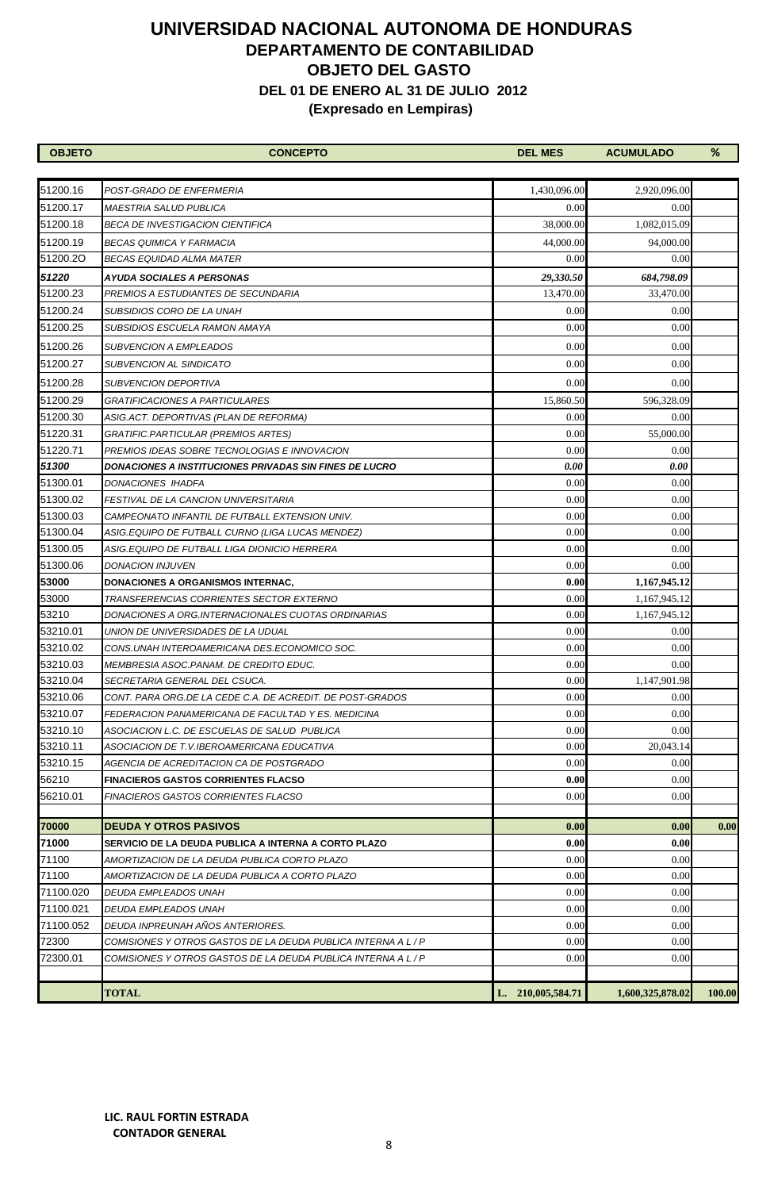# UNIVERSIDAD NACIONAL AUTONOMA DE HONDURAS
## DEPARTAMENTO DE CONTABILIDAD
## OBJETO DEL GASTO
### DEL 01 DE ENERO AL 31 DE JULIO 2012
### (Expresado en Lempiras)

| OBJETO | CONCEPTO | DEL MES | ACUMULADO | % |
|---|---|---|---|---|
| 51200.16 | *POST-GRADO DE ENFERMERIA* | 1,430,096.00 | 2,920,096.00 | |
| 51200.17 | *MAESTRIA SALUD PUBLICA* | 0.00 | 0.00 | |
| 51200.18 | *BECA DE INVESTIGACION CIENTIFICA* | 38,000.00 | 1,082,015.09 | |
| 51200.19 | *BECAS QUIMICA Y FARMACIA* | 44,000.00 | 94,000.00 | |
| 51200.2O | *BECAS EQUIDAD ALMA MATER* | 0.00 | 0.00 | |
| ***51220*** | ***AYUDA SOCIALES A PERSONAS*** | ***29,330.50*** | ***684,798.09*** | |
| 51200.23 | *PREMIOS A ESTUDIANTES DE SECUNDARIA* | 13,470.00 | 33,470.00 | |
| 51200.24 | *SUBSIDIOS CORO DE LA UNAH* | 0.00 | 0.00 | |
| 51200.25 | *SUBSIDIOS ESCUELA RAMON AMAYA* | 0.00 | 0.00 | |
| 51200.26 | *SUBVENCION A EMPLEADOS* | 0.00 | 0.00 | |
| 51200.27 | *SUBVENCION AL SINDICATO* | 0.00 | 0.00 | |
| 51200.28 | *SUBVENCION DEPORTIVA* | 0.00 | 0.00 | |
| 51200.29 | *GRATIFICACIONES A PARTICULARES* | 15,860.50 | 596,328.09 | |
| 51200.30 | *ASIG.ACT. DEPORTIVAS (PLAN DE REFORMA)* | 0.00 | 0.00 | |
| 51220.31 | *GRATIFIC.PARTICULAR (PREMIOS ARTES)* | 0.00 | 55,000.00 | |
| 51220.71 | *PREMIOS IDEAS SOBRE TECNOLOGIAS E INNOVACION* | 0.00 | 0.00 | |
| ***51300*** | ***DONACIONES A INSTITUCIONES PRIVADAS SIN FINES DE LUCRO*** | ***0.00*** | ***0.00*** | |
| 51300.01 | *DONACIONES IHADFA* | 0.00 | 0.00 | |
| 51300.02 | *FESTIVAL DE LA CANCION UNIVERSITARIA* | 0.00 | 0.00 | |
| 51300.03 | *CAMPEONATO INFANTIL DE FUTBALL EXTENSION UNIV.* | 0.00 | 0.00 | |
| 51300.04 | *ASIG.EQUIPO DE FUTBALL CURNO (LIGA LUCAS MENDEZ)* | 0.00 | 0.00 | |
| 51300.05 | *ASIG.EQUIPO DE FUTBALL LIGA DIONICIO HERRERA* | 0.00 | 0.00 | |
| 51300.06 | *DONACION INJUVEN* | 0.00 | 0.00 | |
| **53000** | **DONACIONES A ORGANISMOS INTERNAC,** | **0.00** | **1,167,945.12** | |
| 53000 | *TRANSFERENCIAS CORRIENTES SECTOR EXTERNO* | 0.00 | 1,167,945.12 | |
| 53210 | *DONACIONES A ORG.INTERNACIONALES CUOTAS ORDINARIAS* | 0.00 | 1,167,945.12 | |
| 53210.01 | *UNION DE UNIVERSIDADES DE LA UDUAL* | 0.00 | 0.00 | |
| 53210.02 | *CONS.UNAH INTEROAMERICANA DES.ECONOMICO SOC.* | 0.00 | 0.00 | |
| 53210.03 | *MEMBRESIA ASOC.PANAM. DE CREDITO EDUC.* | 0.00 | 0.00 | |
| 53210.04 | *SECRETARIA GENERAL DEL CSUCA.* | 0.00 | 1,147,901.98 | |
| 53210.06 | *CONT. PARA ORG.DE LA CEDE C.A. DE ACREDIT. DE POST-GRADOS* | 0.00 | 0.00 | |
| 53210.07 | *FEDERACION PANAMERICANA DE FACULTAD Y ES. MEDICINA* | 0.00 | 0.00 | |
| 53210.10 | *ASOCIACION L.C. DE ESCUELAS DE SALUD PUBLICA* | 0.00 | 0.00 | |
| 53210.11 | *ASOCIACION DE T.V.IBEROAMERICANA EDUCATIVA* | 0.00 | 20,043.14 | |
| 53210.15 | *AGENCIA DE ACREDITACION CA DE POSTGRADO* | 0.00 | 0.00 | |
| 56210 | **FINACIEROS GASTOS CORRIENTES FLACSO** | **0.00** | 0.00 | |
| 56210.01 | *FINACIEROS GASTOS CORRIENTES FLACSO* | 0.00 | 0.00 | |
| | | | | |
| **70000** | **DEUDA Y OTROS PASIVOS** | **0.00** | **0.00** | **0.00** |
| **71000** | **SERVICIO DE LA DEUDA PUBLICA A INTERNA A CORTO PLAZO** | **0.00** | **0.00** | |
| 71100 | *AMORTIZACION DE LA DEUDA PUBLICA CORTO PLAZO* | 0.00 | 0.00 | |
| 71100 | *AMORTIZACION DE LA DEUDA PUBLICA A CORTO PLAZO* | 0.00 | 0.00 | |
| 71100.020 | *DEUDA EMPLEADOS UNAH* | 0.00 | 0.00 | |
| 71100.021 | *DEUDA EMPLEADOS UNAH* | 0.00 | 0.00 | |
| 71100.052 | *DEUDA INPREUNAH AÑOS ANTERIORES.* | 0.00 | 0.00 | |
| 72300 | *COMISIONES Y OTROS GASTOS DE LA DEUDA PUBLICA INTERNA A L / P* | 0.00 | 0.00 | |
| 72300.01 | *COMISIONES Y OTROS GASTOS DE LA DEUDA PUBLICA INTERNA A L / P* | 0.00 | 0.00 | |
| | | | | |
| | **TOTAL** | **L. 210,005,584.71** | **1,600,325,878.02** | **100.00** |

**LIC. RAUL FORTIN ESTRADA**
**CONTADOR GENERAL**